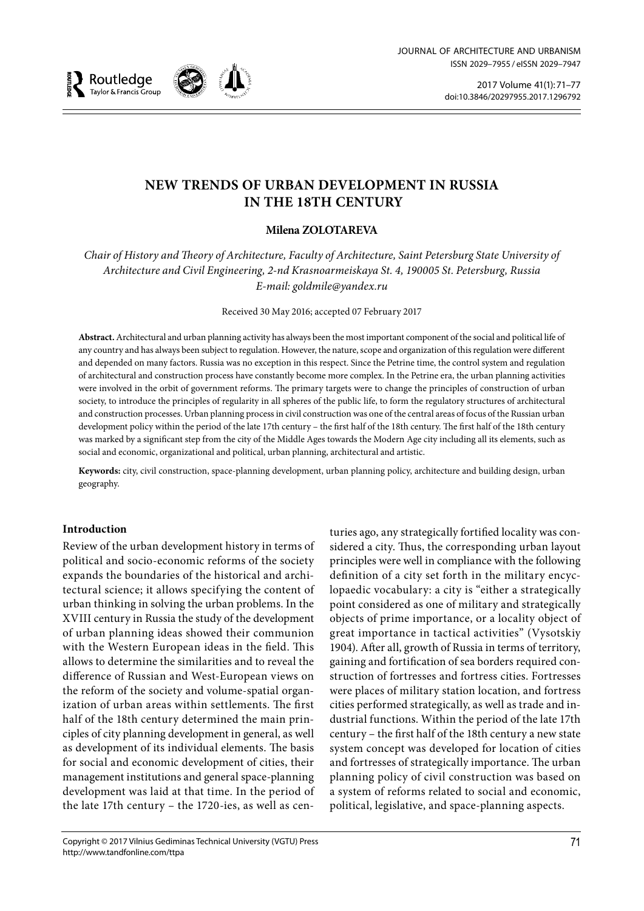# NEW TRENDS OF URBAN DEVELOPMENT IN RUSSIA IN THE 18TH CENTURY

**Milena ZOLOTAREVA**

*Chair of History and Theory of Architecture, Faculty of Architecture, Saint Petersburg State University of Architecture and Civil Engineering, 2-nd Krasnoarmeiskaya St. 4, 190005 St. Petersburg, Russia*
*E-mail: goldmile@yandex.ru*

Received 30 May 2016; accepted 07 February 2017

**Abstract.** Architectural and urban planning activity has always been the most important component of the social and political life of any country and has always been subject to regulation. However, the nature, scope and organization of this regulation were different and depended on many factors. Russia was no exception in this respect. Since the Petrine time, the control system and regulation of architectural and construction process have constantly become more complex. In the Petrine era, the urban planning activities were involved in the orbit of government reforms. The primary targets were to change the principles of construction of urban society, to introduce the principles of regularity in all spheres of the public life, to form the regulatory structures of architectural and construction processes. Urban planning process in civil construction was one of the central areas of focus of the Russian urban development policy within the period of the late 17th century – the first half of the 18th century. The first half of the 18th century was marked by a significant step from the city of the Middle Ages towards the Modern Age city including all its elements, such as social and economic, organizational and political, urban planning, architectural and artistic.

**Keywords:** city, civil construction, space-planning development, urban planning policy, architecture and building design, urban geography.

## Introduction

Review of the urban development history in terms of political and socio-economic reforms of the society expands the boundaries of the historical and architectural science; it allows specifying the content of urban thinking in solving the urban problems. In the XVIII century in Russia the study of the development of urban planning ideas showed their communion with the Western European ideas in the field. This allows to determine the similarities and to reveal the difference of Russian and West-European views on the reform of the society and volume-spatial organization of urban areas within settlements. The first half of the 18th century determined the main principles of city planning development in general, as well as development of its individual elements. The basis for social and economic development of cities, their management institutions and general space-planning development was laid at that time. In the period of the late 17th century – the 1720-ies, as well as centuries ago, any strategically fortified locality was considered a city. Thus, the corresponding urban layout principles were well in compliance with the following definition of a city set forth in the military encyclopaedic vocabulary: a city is "either a strategically point considered as one of military and strategically objects of prime importance, or a locality object of great importance in tactical activities" (Vysotskiy 1904). After all, growth of Russia in terms of territory, gaining and fortification of sea borders required construction of fortresses and fortress cities. Fortresses were places of military station location, and fortress cities performed strategically, as well as trade and industrial functions. Within the period of the late 17th century – the first half of the 18th century a new state system concept was developed for location of cities and fortresses of strategically importance. The urban planning policy of civil construction was based on a system of reforms related to social and economic, political, legislative, and space-planning aspects.

Copyright © 2017 Vilnius Gediminas Technical University (VGTU) Press
http://www.tandfonline.com/ttpa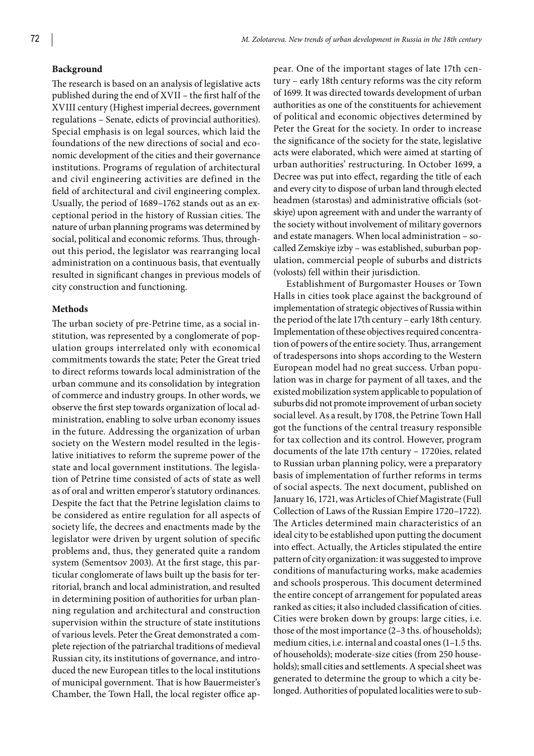## Background

The research is based on an analysis of legislative acts published during the end of XVII – the first half of the XVIII century (Highest imperial decrees, government regulations – Senate, edicts of provincial authorities). Special emphasis is on legal sources, which laid the foundations of the new directions of social and economic development of the cities and their governance institutions. Programs of regulation of architectural and civil engineering activities are defined in the field of architectural and civil engineering complex. Usually, the period of 1689–1762 stands out as an exceptional period in the history of Russian cities. The nature of urban planning programs was determined by social, political and economic reforms. Thus, throughout this period, the legislator was rearranging local administration on a continuous basis, that eventually resulted in significant changes in previous models of city construction and functioning.

## Methods

The urban society of pre-Petrine time, as a social institution, was represented by a conglomerate of population groups interrelated only with economical commitments towards the state; Peter the Great tried to direct reforms towards local administration of the urban commune and its consolidation by integration of commerce and industry groups. In other words, we observe the first step towards organization of local administration, enabling to solve urban economy issues in the future. Addressing the organization of urban society on the Western model resulted in the legislative initiatives to reform the supreme power of the state and local government institutions. The legislation of Petrine time consisted of acts of state as well as of oral and written emperor's statutory ordinances. Despite the fact that the Petrine legislation claims to be considered as entire regulation for all aspects of society life, the decrees and enactments made by the legislator were driven by urgent solution of specific problems and, thus, they generated quite a random system (Sementsov 2003). At the first stage, this particular conglomerate of laws built up the basis for territorial, branch and local administration, and resulted in determining position of authorities for urban planning regulation and architectural and construction supervision within the structure of state institutions of various levels. Peter the Great demonstrated a complete rejection of the patriarchal traditions of medieval Russian city, its institutions of governance, and introduced the new European titles to the local institutions of municipal government. That is how Bauermeister's Chamber, the Town Hall, the local register office appear. One of the important stages of late 17th century – early 18th century reforms was the city reform of 1699. It was directed towards development of urban authorities as one of the constituents for achievement of political and economic objectives determined by Peter the Great for the society. In order to increase the significance of the society for the state, legislative acts were elaborated, which were aimed at starting of urban authorities' restructuring. In October 1699, a Decree was put into effect, regarding the title of each and every city to dispose of urban land through elected headmen (starostas) and administrative officials (sotskiye) upon agreement with and under the warranty of the society without involvement of military governors and estate managers. When local administration – so-called Zemskiye izby – was established, suburban population, commercial people of suburbs and districts (volosts) fell within their jurisdiction.

Establishment of Burgomaster Houses or Town Halls in cities took place against the background of implementation of strategic objectives of Russia within the period of the late 17th century – early 18th century. Implementation of these objectives required concentration of powers of the entire society. Thus, arrangement of tradespersons into shops according to the Western European model had no great success. Urban population was in charge for payment of all taxes, and the existed mobilization system applicable to population of suburbs did not promote improvement of urban society social level. As a result, by 1708, the Petrine Town Hall got the functions of the central treasury responsible for tax collection and its control. However, program documents of the late 17th century – 1720ies, related to Russian urban planning policy, were a preparatory basis of implementation of further reforms in terms of social aspects. The next document, published on January 16, 1721, was Articles of Chief Magistrate (Full Collection of Laws of the Russian Empire 1720–1722). The Articles determined main characteristics of an ideal city to be established upon putting the document into effect. Actually, the Articles stipulated the entire pattern of city organization: it was suggested to improve conditions of manufacturing works, make academies and schools prosperous. This document determined the entire concept of arrangement for populated areas ranked as cities; it also included classification of cities. Cities were broken down by groups: large cities, i.e. those of the most importance (2–3 ths. of households); medium cities, i.e. internal and coastal ones (1–1.5 ths. of households); moderate-size cities (from 250 households); small cities and settlements. A special sheet was generated to determine the group to which a city belonged. Authorities of populated localities were to sub-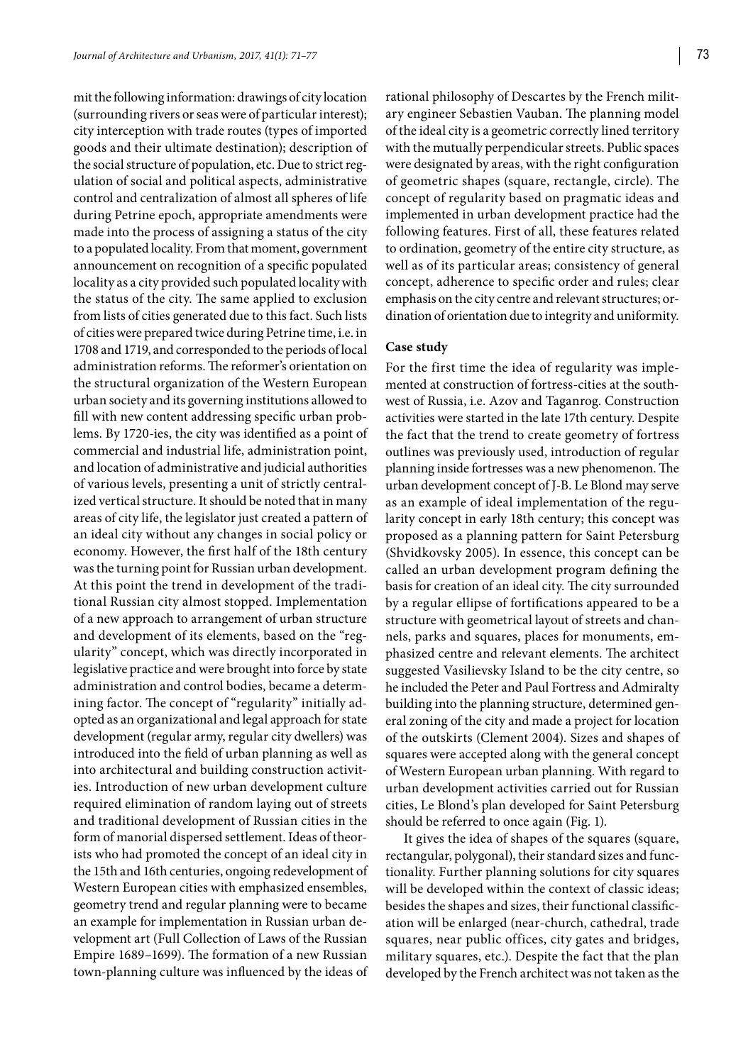mit the following information: drawings of city location (surrounding rivers or seas were of particular interest); city interception with trade routes (types of imported goods and their ultimate destination); description of the social structure of population, etc. Due to strict regulation of social and political aspects, administrative control and centralization of almost all spheres of life during Petrine epoch, appropriate amendments were made into the process of assigning a status of the city to a populated locality. From that moment, government announcement on recognition of a specific populated locality as a city provided such populated locality with the status of the city. The same applied to exclusion from lists of cities generated due to this fact. Such lists of cities were prepared twice during Petrine time, i.e. in 1708 and 1719, and corresponded to the periods of local administration reforms. The reformer's orientation on the structural organization of the Western European urban society and its governing institutions allowed to fill with new content addressing specific urban problems. By 1720-ies, the city was identified as a point of commercial and industrial life, administration point, and location of administrative and judicial authorities of various levels, presenting a unit of strictly centralized vertical structure. It should be noted that in many areas of city life, the legislator just created a pattern of an ideal city without any changes in social policy or economy. However, the first half of the 18th century was the turning point for Russian urban development. At this point the trend in development of the traditional Russian city almost stopped. Implementation of a new approach to arrangement of urban structure and development of its elements, based on the "regularity" concept, which was directly incorporated in legislative practice and were brought into force by state administration and control bodies, became a determining factor. The concept of "regularity" initially adopted as an organizational and legal approach for state development (regular army, regular city dwellers) was introduced into the field of urban planning as well as into architectural and building construction activities. Introduction of new urban development culture required elimination of random laying out of streets and traditional development of Russian cities in the form of manorial dispersed settlement. Ideas of theorists who had promoted the concept of an ideal city in the 15th and 16th centuries, ongoing redevelopment of Western European cities with emphasized ensembles, geometry trend and regular planning were to became an example for implementation in Russian urban development art (Full Collection of Laws of the Russian Empire 1689–1699). The formation of a new Russian town-planning culture was influenced by the ideas of rational philosophy of Descartes by the French military engineer Sebastien Vauban. The planning model of the ideal city is a geometric correctly lined territory with the mutually perpendicular streets. Public spaces were designated by areas, with the right configuration of geometric shapes (square, rectangle, circle). The concept of regularity based on pragmatic ideas and implemented in urban development practice had the following features. First of all, these features related to ordination, geometry of the entire city structure, as well as of its particular areas; consistency of general concept, adherence to specific order and rules; clear emphasis on the city centre and relevant structures; ordination of orientation due to integrity and uniformity.

## Case study

For the first time the idea of regularity was implemented at construction of fortress-cities at the southwest of Russia, i.e. Azov and Taganrog. Construction activities were started in the late 17th century. Despite the fact that the trend to create geometry of fortress outlines was previously used, introduction of regular planning inside fortresses was a new phenomenon. The urban development concept of J-B. Le Blond may serve as an example of ideal implementation of the regularity concept in early 18th century; this concept was proposed as a planning pattern for Saint Petersburg (Shvidkovsky 2005). In essence, this concept can be called an urban development program defining the basis for creation of an ideal city. The city surrounded by a regular ellipse of fortifications appeared to be a structure with geometrical layout of streets and channels, parks and squares, places for monuments, emphasized centre and relevant elements. The architect suggested Vasilievsky Island to be the city centre, so he included the Peter and Paul Fortress and Admiralty building into the planning structure, determined general zoning of the city and made a project for location of the outskirts (Clement 2004). Sizes and shapes of squares were accepted along with the general concept of Western European urban planning. With regard to urban development activities carried out for Russian cities, Le Blond's plan developed for Saint Petersburg should be referred to once again (Fig. 1).

It gives the idea of shapes of the squares (square, rectangular, polygonal), their standard sizes and functionality. Further planning solutions for city squares will be developed within the context of classic ideas; besides the shapes and sizes, their functional classification will be enlarged (near-church, cathedral, trade squares, near public offices, city gates and bridges, military squares, etc.). Despite the fact that the plan developed by the French architect was not taken as the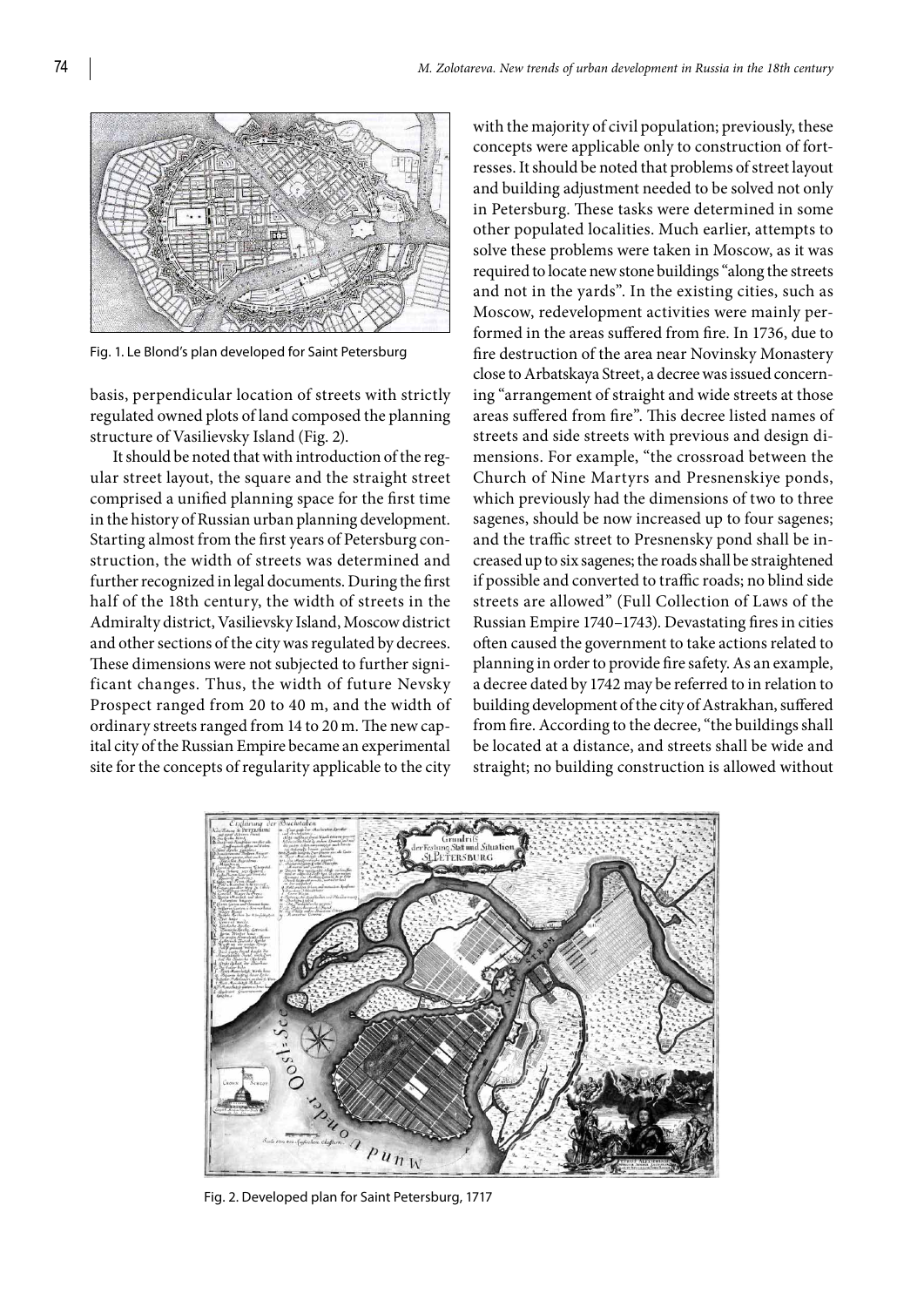Fig. 1. Le Blond's plan developed for Saint Petersburg

basis, perpendicular location of streets with strictly regulated owned plots of land composed the planning structure of Vasilievsky Island (Fig. 2).

It should be noted that with introduction of the regular street layout, the square and the straight street comprised a unified planning space for the first time in the history of Russian urban planning development. Starting almost from the first years of Petersburg construction, the width of streets was determined and further recognized in legal documents. During the first half of the 18th century, the width of streets in the Admiralty district, Vasilievsky Island, Moscow district and other sections of the city was regulated by decrees. These dimensions were not subjected to further significant changes. Thus, the width of future Nevsky Prospect ranged from 20 to 40 m, and the width of ordinary streets ranged from 14 to 20 m. The new capital city of the Russian Empire became an experimental site for the concepts of regularity applicable to the city with the majority of civil population; previously, these concepts were applicable only to construction of fortresses. It should be noted that problems of street layout and building adjustment needed to be solved not only in Petersburg. These tasks were determined in some other populated localities. Much earlier, attempts to solve these problems were taken in Moscow, as it was required to locate new stone buildings "along the streets and not in the yards". In the existing cities, such as Moscow, redevelopment activities were mainly performed in the areas suffered from fire. In 1736, due to fire destruction of the area near Novinsky Monastery close to Arbatskaya Street, a decree was issued concerning "arrangement of straight and wide streets at those areas suffered from fire". This decree listed names of streets and side streets with previous and design dimensions. For example, "the crossroad between the Church of Nine Martyrs and Presnenskiye ponds, which previously had the dimensions of two to three sagenes, should be now increased up to four sagenes; and the traffic street to Presnensky pond shall be increased up to six sagenes; the roads shall be straightened if possible and converted to traffic roads; no blind side streets are allowed" (Full Collection of Laws of the Russian Empire 1740–1743). Devastating fires in cities often caused the government to take actions related to planning in order to provide fire safety. As an example, a decree dated by 1742 may be referred to in relation to building development of the city of Astrakhan, suffered from fire. According to the decree, "the buildings shall be located at a distance, and streets shall be wide and straight; no building construction is allowed without

Fig. 2. Developed plan for Saint Petersburg, 1717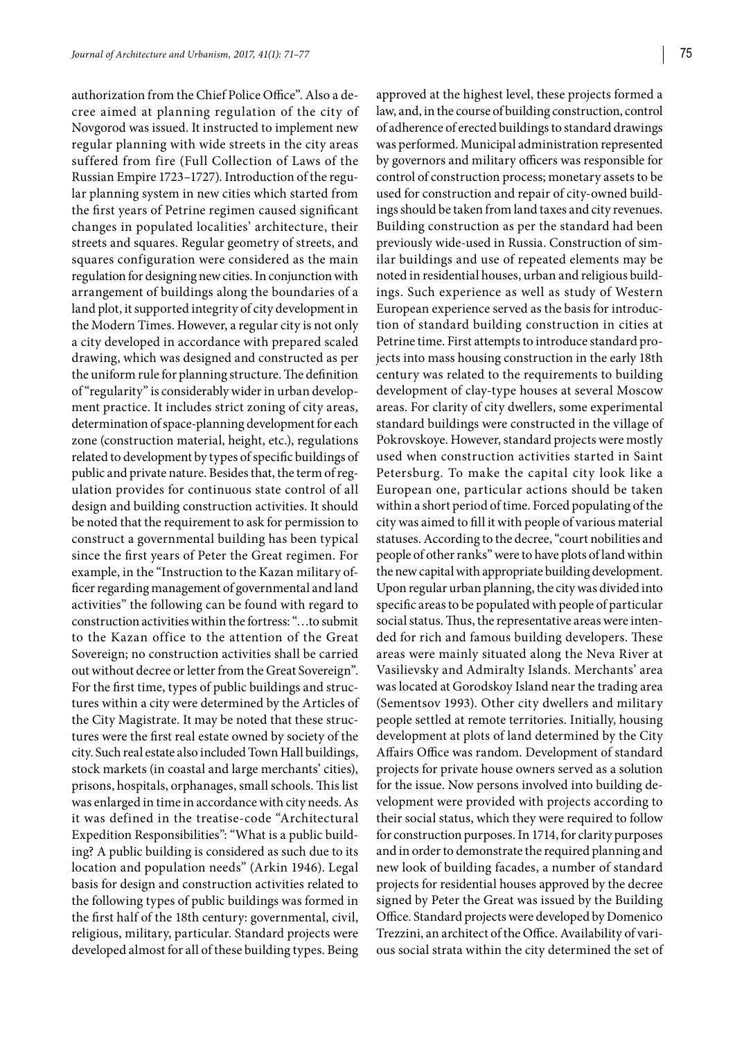authorization from the Chief Police Office". Also a decree aimed at planning regulation of the city of Novgorod was issued. It instructed to implement new regular planning with wide streets in the city areas suffered from fire (Full Collection of Laws of the Russian Empire 1723–1727). Introduction of the regular planning system in new cities which started from the first years of Petrine regimen caused significant changes in populated localities' architecture, their streets and squares. Regular geometry of streets, and squares configuration were considered as the main regulation for designing new cities. In conjunction with arrangement of buildings along the boundaries of a land plot, it supported integrity of city development in the Modern Times. However, a regular city is not only a city developed in accordance with prepared scaled drawing, which was designed and constructed as per the uniform rule for planning structure. The definition of "regularity" is considerably wider in urban development practice. It includes strict zoning of city areas, determination of space-planning development for each zone (construction material, height, etc.), regulations related to development by types of specific buildings of public and private nature. Besides that, the term of regulation provides for continuous state control of all design and building construction activities. It should be noted that the requirement to ask for permission to construct a governmental building has been typical since the first years of Peter the Great regimen. For example, in the "Instruction to the Kazan military officer regarding management of governmental and land activities" the following can be found with regard to construction activities within the fortress: "…to submit to the Kazan office to the attention of the Great Sovereign; no construction activities shall be carried out without decree or letter from the Great Sovereign". For the first time, types of public buildings and structures within a city were determined by the Articles of the City Magistrate. It may be noted that these structures were the first real estate owned by society of the city. Such real estate also included Town Hall buildings, stock markets (in coastal and large merchants' cities), prisons, hospitals, orphanages, small schools. This list was enlarged in time in accordance with city needs. As it was defined in the treatise-code "Architectural Expedition Responsibilities": "What is a public building? A public building is considered as such due to its location and population needs" (Arkin 1946). Legal basis for design and construction activities related to the following types of public buildings was formed in the first half of the 18th century: governmental, civil, religious, military, particular. Standard projects were developed almost for all of these building types. Being approved at the highest level, these projects formed a law, and, in the course of building construction, control of adherence of erected buildings to standard drawings was performed. Municipal administration represented by governors and military officers was responsible for control of construction process; monetary assets to be used for construction and repair of city-owned buildings should be taken from land taxes and city revenues. Building construction as per the standard had been previously wide-used in Russia. Construction of similar buildings and use of repeated elements may be noted in residential houses, urban and religious buildings. Such experience as well as study of Western European experience served as the basis for introduction of standard building construction in cities at Petrine time. First attempts to introduce standard projects into mass housing construction in the early 18th century was related to the requirements to building development of clay-type houses at several Moscow areas. For clarity of city dwellers, some experimental standard buildings were constructed in the village of Pokrovskoye. However, standard projects were mostly used when construction activities started in Saint Petersburg. To make the capital city look like a European one, particular actions should be taken within a short period of time. Forced populating of the city was aimed to fill it with people of various material statuses. According to the decree, "court nobilities and people of other ranks" were to have plots of land within the new capital with appropriate building development. Upon regular urban planning, the city was divided into specific areas to be populated with people of particular social status. Thus, the representative areas were intended for rich and famous building developers. These areas were mainly situated along the Neva River at Vasilievsky and Admiralty Islands. Merchants' area was located at Gorodskoy Island near the trading area (Sementsov 1993). Other city dwellers and military people settled at remote territories. Initially, housing development at plots of land determined by the City Affairs Office was random. Development of standard projects for private house owners served as a solution for the issue. Now persons involved into building development were provided with projects according to their social status, which they were required to follow for construction purposes. In 1714, for clarity purposes and in order to demonstrate the required planning and new look of building facades, a number of standard projects for residential houses approved by the decree signed by Peter the Great was issued by the Building Office. Standard projects were developed by Domenico Trezzini, an architect of the Office. Availability of various social strata within the city determined the set of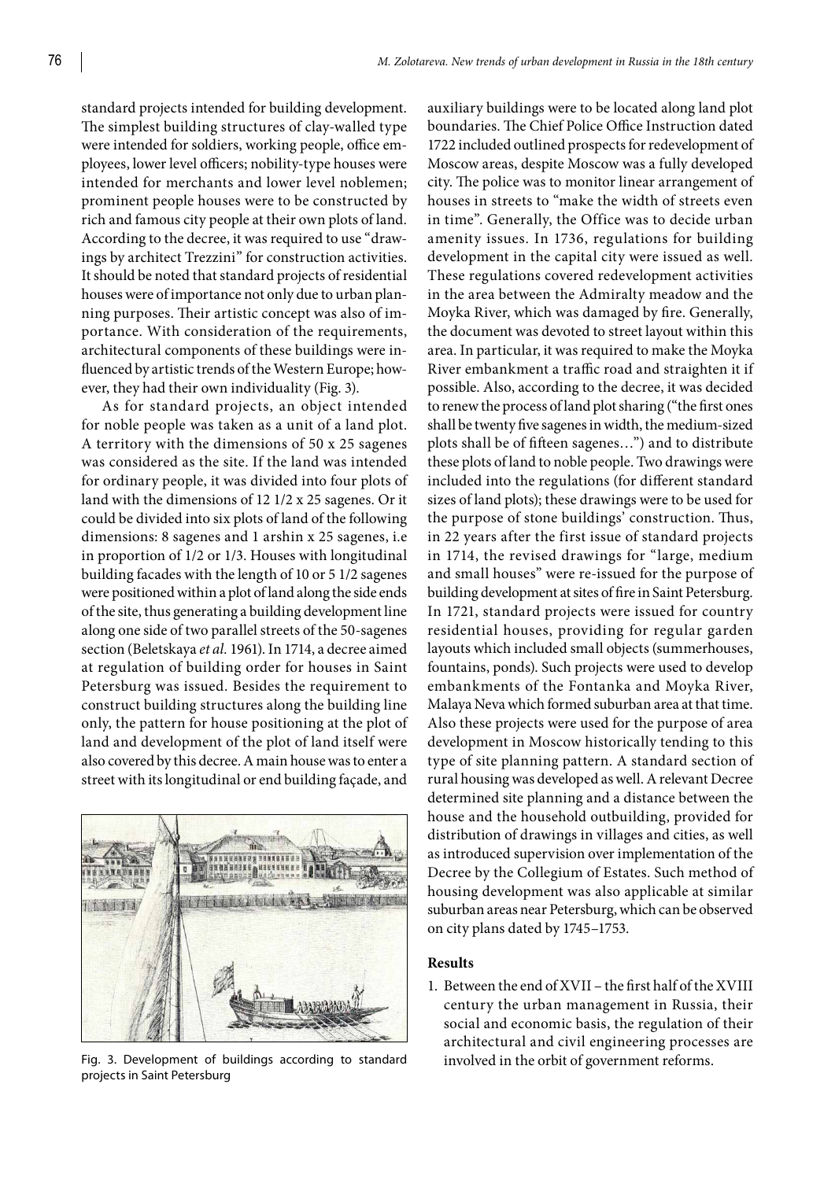standard projects intended for building development. The simplest building structures of clay-walled type were intended for soldiers, working people, office employees, lower level officers; nobility-type houses were intended for merchants and lower level noblemen; prominent people houses were to be constructed by rich and famous city people at their own plots of land. According to the decree, it was required to use "drawings by architect Trezzini" for construction activities. It should be noted that standard projects of residential houses were of importance not only due to urban planning purposes. Their artistic concept was also of importance. With consideration of the requirements, architectural components of these buildings were influenced by artistic trends of the Western Europe; however, they had their own individuality (Fig. 3).

As for standard projects, an object intended for noble people was taken as a unit of a land plot. A territory with the dimensions of 50 x 25 sagenes was considered as the site. If the land was intended for ordinary people, it was divided into four plots of land with the dimensions of 12 1/2 x 25 sagenes. Or it could be divided into six plots of land of the following dimensions: 8 sagenes and 1 arshin x 25 sagenes, i.e in proportion of 1/2 or 1/3. Houses with longitudinal building facades with the length of 10 or 5 1/2 sagenes were positioned within a plot of land along the side ends of the site, thus generating a building development line along one side of two parallel streets of the 50-sagenes section (Beletskaya *et al.* 1961). In 1714, a decree aimed at regulation of building order for houses in Saint Petersburg was issued. Besides the requirement to construct building structures along the building line only, the pattern for house positioning at the plot of land and development of the plot of land itself were also covered by this decree. A main house was to enter a street with its longitudinal or end building façade, and

Fig. 3. Development of buildings according to standard projects in Saint Petersburg

auxiliary buildings were to be located along land plot boundaries. The Chief Police Office Instruction dated 1722 included outlined prospects for redevelopment of Moscow areas, despite Moscow was a fully developed city. The police was to monitor linear arrangement of houses in streets to "make the width of streets even in time". Generally, the Office was to decide urban amenity issues. In 1736, regulations for building development in the capital city were issued as well. These regulations covered redevelopment activities in the area between the Admiralty meadow and the Moyka River, which was damaged by fire. Generally, the document was devoted to street layout within this area. In particular, it was required to make the Moyka River embankment a traffic road and straighten it if possible. Also, according to the decree, it was decided to renew the process of land plot sharing ("the first ones shall be twenty five sagenes in width, the medium-sized plots shall be of fifteen sagenes…") and to distribute these plots of land to noble people. Two drawings were included into the regulations (for different standard sizes of land plots); these drawings were to be used for the purpose of stone buildings' construction. Thus, in 22 years after the first issue of standard projects in 1714, the revised drawings for "large, medium and small houses" were re-issued for the purpose of building development at sites of fire in Saint Petersburg. In 1721, standard projects were issued for country residential houses, providing for regular garden layouts which included small objects (summerhouses, fountains, ponds). Such projects were used to develop embankments of the Fontanka and Moyka River, Malaya Neva which formed suburban area at that time. Also these projects were used for the purpose of area development in Moscow historically tending to this type of site planning pattern. A standard section of rural housing was developed as well. A relevant Decree determined site planning and a distance between the house and the household outbuilding, provided for distribution of drawings in villages and cities, as well as introduced supervision over implementation of the Decree by the Collegium of Estates. Such method of housing development was also applicable at similar suburban areas near Petersburg, which can be observed on city plans dated by 1745–1753.

### Results

1. Between the end of XVII – the first half of the XVIII century the urban management in Russia, their social and economic basis, the regulation of their architectural and civil engineering processes are involved in the orbit of government reforms.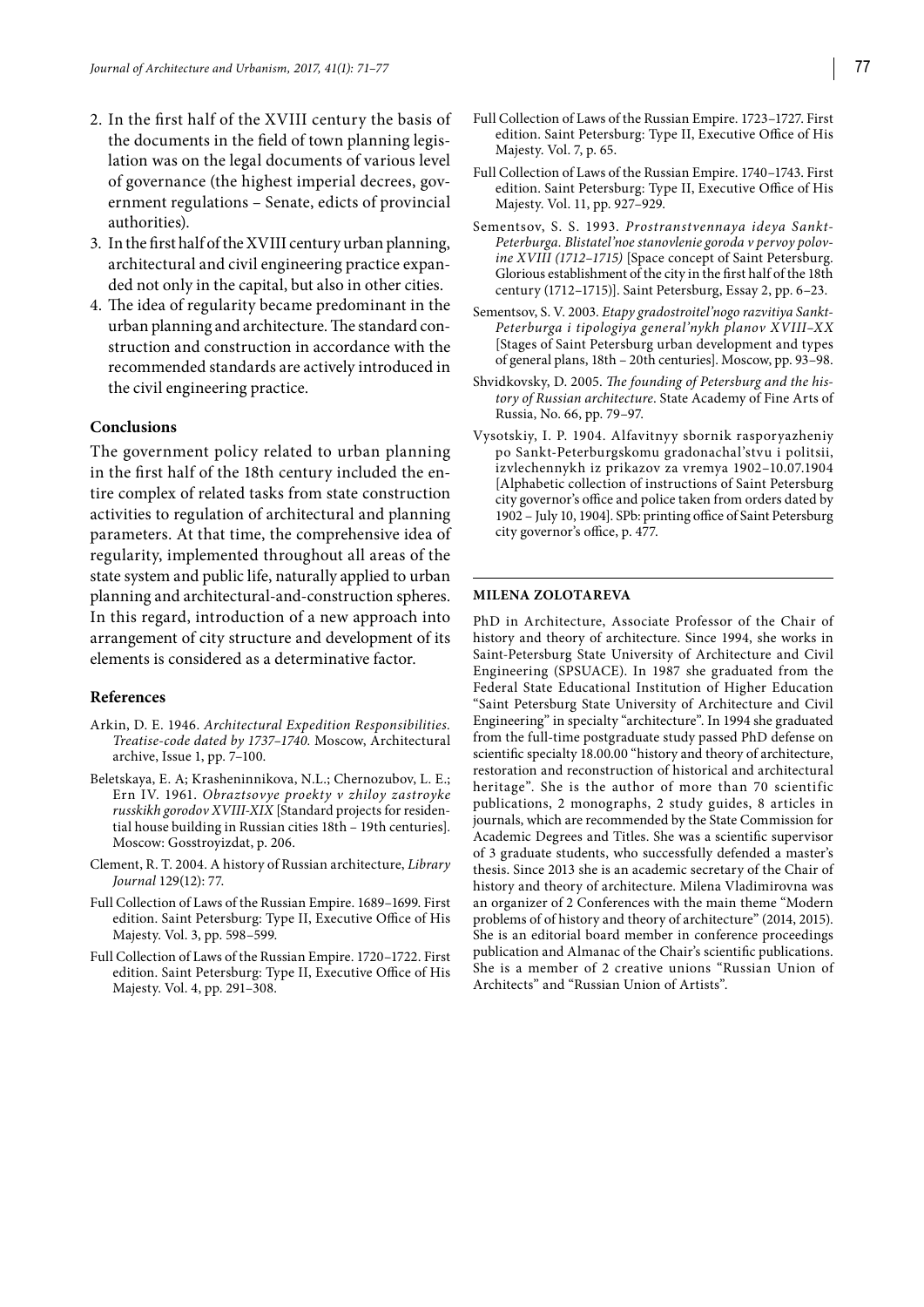2. In the first half of the XVIII century the basis of the documents in the field of town planning legislation was on the legal documents of various level of governance (the highest imperial decrees, government regulations – Senate, edicts of provincial authorities).
3. In the first half of the XVIII century urban planning, architectural and civil engineering practice expanded not only in the capital, but also in other cities.
4. The idea of regularity became predominant in the urban planning and architecture. The standard construction and construction in accordance with the recommended standards are actively introduced in the civil engineering practice.

## Conclusions

The government policy related to urban planning in the first half of the 18th century included the entire complex of related tasks from state construction activities to regulation of architectural and planning parameters. At that time, the comprehensive idea of regularity, implemented throughout all areas of the state system and public life, naturally applied to urban planning and architectural-and-construction spheres. In this regard, introduction of a new approach into arrangement of city structure and development of its elements is considered as a determinative factor.

## References

Arkin, D. E. 1946. *Architectural Expedition Responsibilities. Treatise-code dated by 1737–1740.* Moscow, Architectural archive, Issue 1, pp. 7–100.

Beletskaya, E. A; Krasheninnikova, N.L.; Chernozubov, L. E.; Ern IV. 1961. *Obraztsovye proekty v zhiloy zastroyke russkikh gorodov XVIII-XIX* [Standard projects for residential house building in Russian cities 18th – 19th centuries]. Moscow: Gosstroyizdat, p. 206.

Clement, R. T. 2004. A history of Russian architecture, *Library Journal* 129(12): 77.

Full Collection of Laws of the Russian Empire. 1689–1699. First edition. Saint Petersburg: Type II, Executive Office of His Majesty. Vol. 3, pp. 598–599.

Full Collection of Laws of the Russian Empire. 1720–1722. First edition. Saint Petersburg: Type II, Executive Office of His Majesty. Vol. 4, pp. 291–308.

Full Collection of Laws of the Russian Empire. 1723–1727. First edition. Saint Petersburg: Type II, Executive Office of His Majesty. Vol. 7, p. 65.

Full Collection of Laws of the Russian Empire. 1740–1743. First edition. Saint Petersburg: Type II, Executive Office of His Majesty. Vol. 11, pp. 927–929.

Sementsov, S. S. 1993. *Prostranstvennaya ideya Sankt-Peterburga. Blistatel'noe stanovlenie goroda v pervoy polovine XVIII (1712–1715)* [Space concept of Saint Petersburg. Glorious establishment of the city in the first half of the 18th century (1712–1715)]. Saint Petersburg, Essay 2, pp. 6–23.

Sementsov, S. V. 2003. *Etapy gradostroitel'nogo razvitiya Sankt-Peterburga i tipologiya general'nykh planov XVIII–XX* [Stages of Saint Petersburg urban development and types of general plans, 18th – 20th centuries]. Moscow, pp. 93–98.

Shvidkovsky, D. 2005. *The founding of Petersburg and the history of Russian architecture*. State Academy of Fine Arts of Russia, No. 66, pp. 79–97.

Vysotskiy, I. P. 1904. Alfavitnyy sbornik rasporyazheniy po Sankt-Peterburgskomu gradonachal'stvu i politsii, izvlechennykh iz prikazov za vremya 1902–10.07.1904 [Alphabetic collection of instructions of Saint Petersburg city governor's office and police taken from orders dated by 1902 – July 10, 1904]. SPb: printing office of Saint Petersburg city governor's office, p. 477.

**MILENA ZOLOTAREVA**

PhD in Architecture, Associate Professor of the Chair of history and theory of architecture. Since 1994, she works in Saint-Petersburg State University of Architecture and Civil Engineering (SPSUACE). In 1987 she graduated from the Federal State Educational Institution of Higher Education "Saint Petersburg State University of Architecture and Civil Engineering" in specialty "architecture". In 1994 she graduated from the full-time postgraduate study passed PhD defense on scientific specialty 18.00.00 "history and theory of architecture, restoration and reconstruction of historical and architectural heritage". She is the author of more than 70 scientific publications, 2 monographs, 2 study guides, 8 articles in journals, which are recommended by the State Commission for Academic Degrees and Titles. She was a scientific supervisor of 3 graduate students, who successfully defended a master's thesis. Since 2013 she is an academic secretary of the Chair of history and theory of architecture. Milena Vladimirovna was an organizer of 2 Conferences with the main theme "Modern problems of of history and theory of architecture" (2014, 2015). She is an editorial board member in conference proceedings publication and Almanac of the Chair's scientific publications. She is a member of 2 creative unions "Russian Union of Architects" and "Russian Union of Artists".